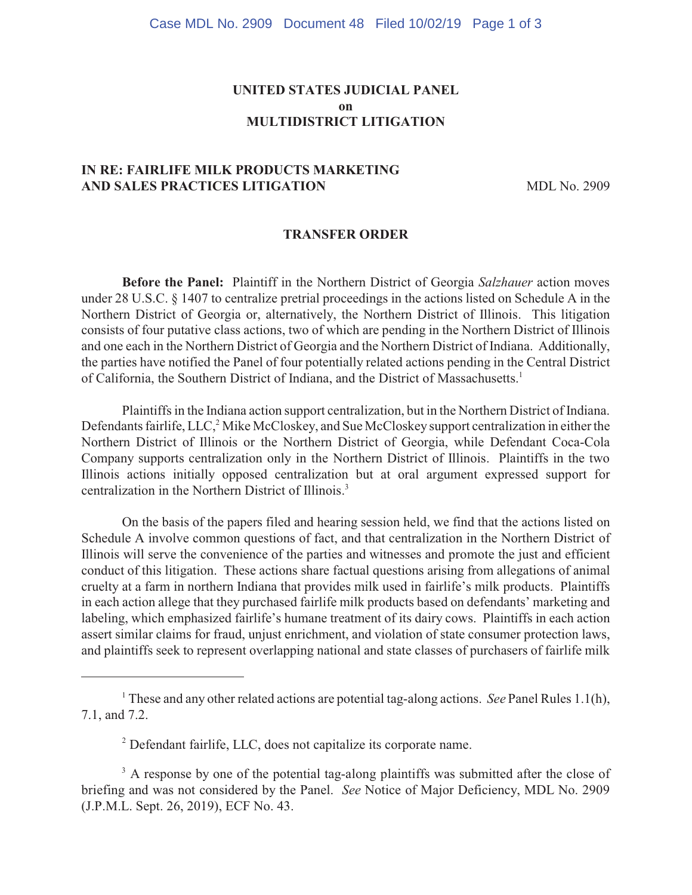**UNITED STATES JUDICIAL PANEL**
**on**
**MULTIDISTRICT LITIGATION**

**IN RE: FAIRLIFE MILK PRODUCTS MARKETING AND SALES PRACTICES LITIGATION** MDL No. 2909

**TRANSFER ORDER**

**Before the Panel:** Plaintiff in the Northern District of Georgia *Salzhauer* action moves under 28 U.S.C. § 1407 to centralize pretrial proceedings in the actions listed on Schedule A in the Northern District of Georgia or, alternatively, the Northern District of Illinois. This litigation consists of four putative class actions, two of which are pending in the Northern District of Illinois and one each in the Northern District of Georgia and the Northern District of Indiana. Additionally, the parties have notified the Panel of four potentially related actions pending in the Central District of California, the Southern District of Indiana, and the District of Massachusetts.[1]

Plaintiffs in the Indiana action support centralization, but in the Northern District of Indiana. Defendants fairlife, LLC,[2] Mike McCloskey, and Sue McCloskey support centralization in either the Northern District of Illinois or the Northern District of Georgia, while Defendant Coca-Cola Company supports centralization only in the Northern District of Illinois. Plaintiffs in the two Illinois actions initially opposed centralization but at oral argument expressed support for centralization in the Northern District of Illinois.[3]

On the basis of the papers filed and hearing session held, we find that the actions listed on Schedule A involve common questions of fact, and that centralization in the Northern District of Illinois will serve the convenience of the parties and witnesses and promote the just and efficient conduct of this litigation. These actions share factual questions arising from allegations of animal cruelty at a farm in northern Indiana that provides milk used in fairlife's milk products. Plaintiffs in each action allege that they purchased fairlife milk products based on defendants' marketing and labeling, which emphasized fairlife's humane treatment of its dairy cows. Plaintiffs in each action assert similar claims for fraud, unjust enrichment, and violation of state consumer protection laws, and plaintiffs seek to represent overlapping national and state classes of purchasers of fairlife milk

---

[1] These and any other related actions are potential tag-along actions. *See* Panel Rules 1.1(h), 7.1, and 7.2.

[2] Defendant fairlife, LLC, does not capitalize its corporate name.

[3] A response by one of the potential tag-along plaintiffs was submitted after the close of briefing and was not considered by the Panel. *See* Notice of Major Deficiency, MDL No. 2909 (J.P.M.L. Sept. 26, 2019), ECF No. 43.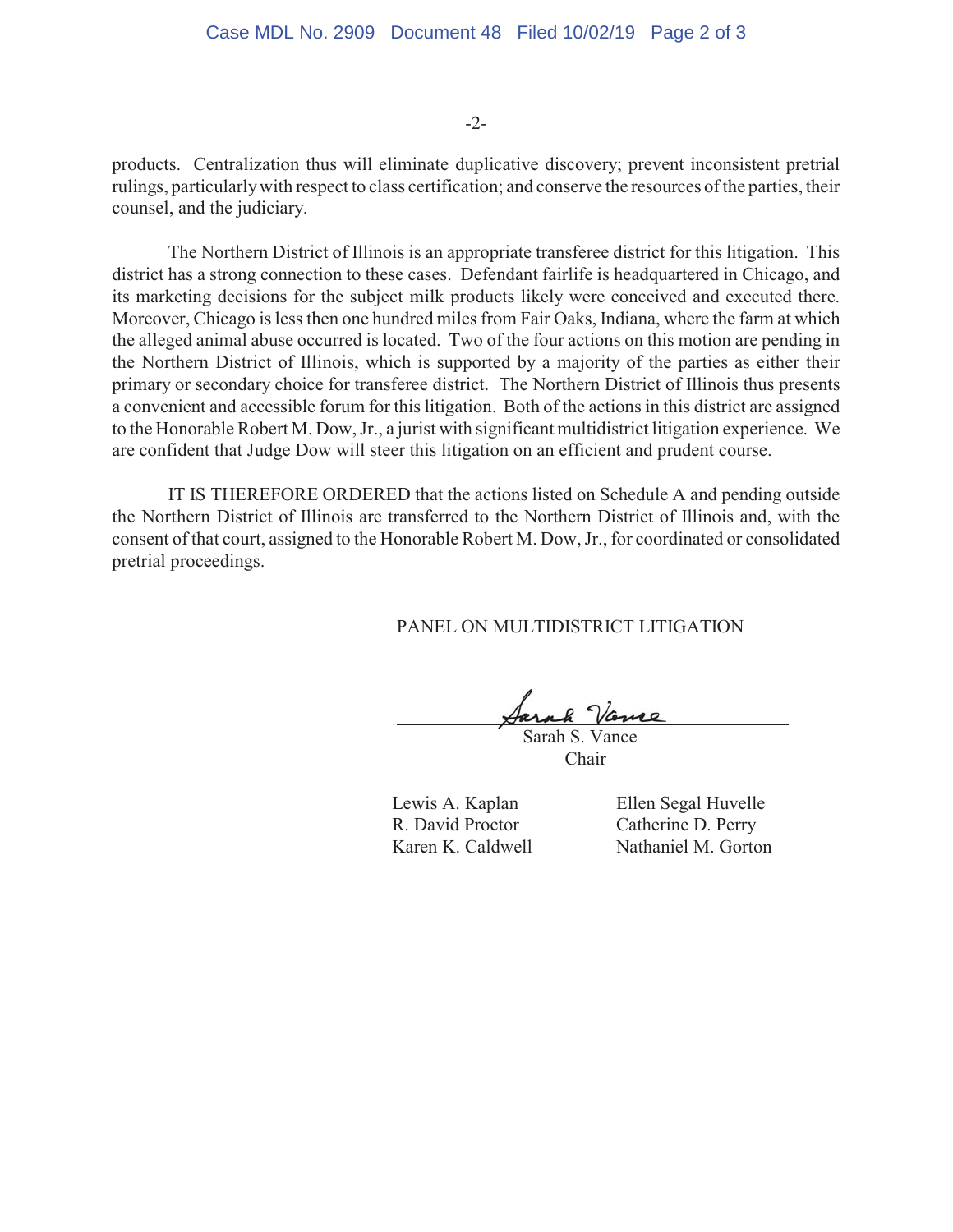products. Centralization thus will eliminate duplicative discovery; prevent inconsistent pretrial rulings, particularly with respect to class certification; and conserve the resources of the parties, their counsel, and the judiciary.

The Northern District of Illinois is an appropriate transferee district for this litigation. This district has a strong connection to these cases. Defendant fairlife is headquartered in Chicago, and its marketing decisions for the subject milk products likely were conceived and executed there. Moreover, Chicago is less then one hundred miles from Fair Oaks, Indiana, where the farm at which the alleged animal abuse occurred is located. Two of the four actions on this motion are pending in the Northern District of Illinois, which is supported by a majority of the parties as either their primary or secondary choice for transferee district. The Northern District of Illinois thus presents a convenient and accessible forum for this litigation. Both of the actions in this district are assigned to the Honorable Robert M. Dow, Jr., a jurist with significant multidistrict litigation experience. We are confident that Judge Dow will steer this litigation on an efficient and prudent course.

IT IS THEREFORE ORDERED that the actions listed on Schedule A and pending outside the Northern District of Illinois are transferred to the Northern District of Illinois and, with the consent of that court, assigned to the Honorable Robert M. Dow, Jr., for coordinated or consolidated pretrial proceedings.

PANEL ON MULTIDISTRICT LITIGATION

Sarah S. Vance
Chair

Lewis A. Kaplan
R. David Proctor
Karen K. Caldwell
Ellen Segal Huvelle
Catherine D. Perry
Nathaniel M. Gorton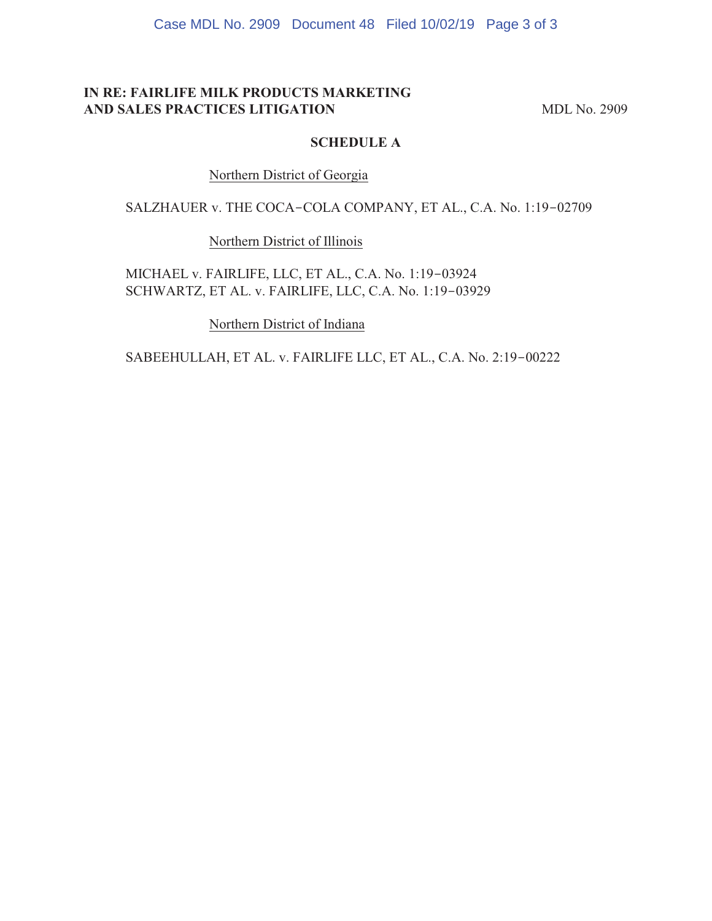**IN RE: FAIRLIFE MILK PRODUCTS MARKETING AND SALES PRACTICES LITIGATION** MDL No. 2909

## SCHEDULE A

Northern District of Georgia

SALZHAUER v. THE COCA–COLA COMPANY, ET AL., C.A. No. 1:19–02709

Northern District of Illinois

MICHAEL v. FAIRLIFE, LLC, ET AL., C.A. No. 1:19–03924
SCHWARTZ, ET AL. v. FAIRLIFE, LLC, C.A. No. 1:19–03929

Northern District of Indiana

SABEEHULLAH, ET AL. v. FAIRLIFE LLC, ET AL., C.A. No. 2:19–00222